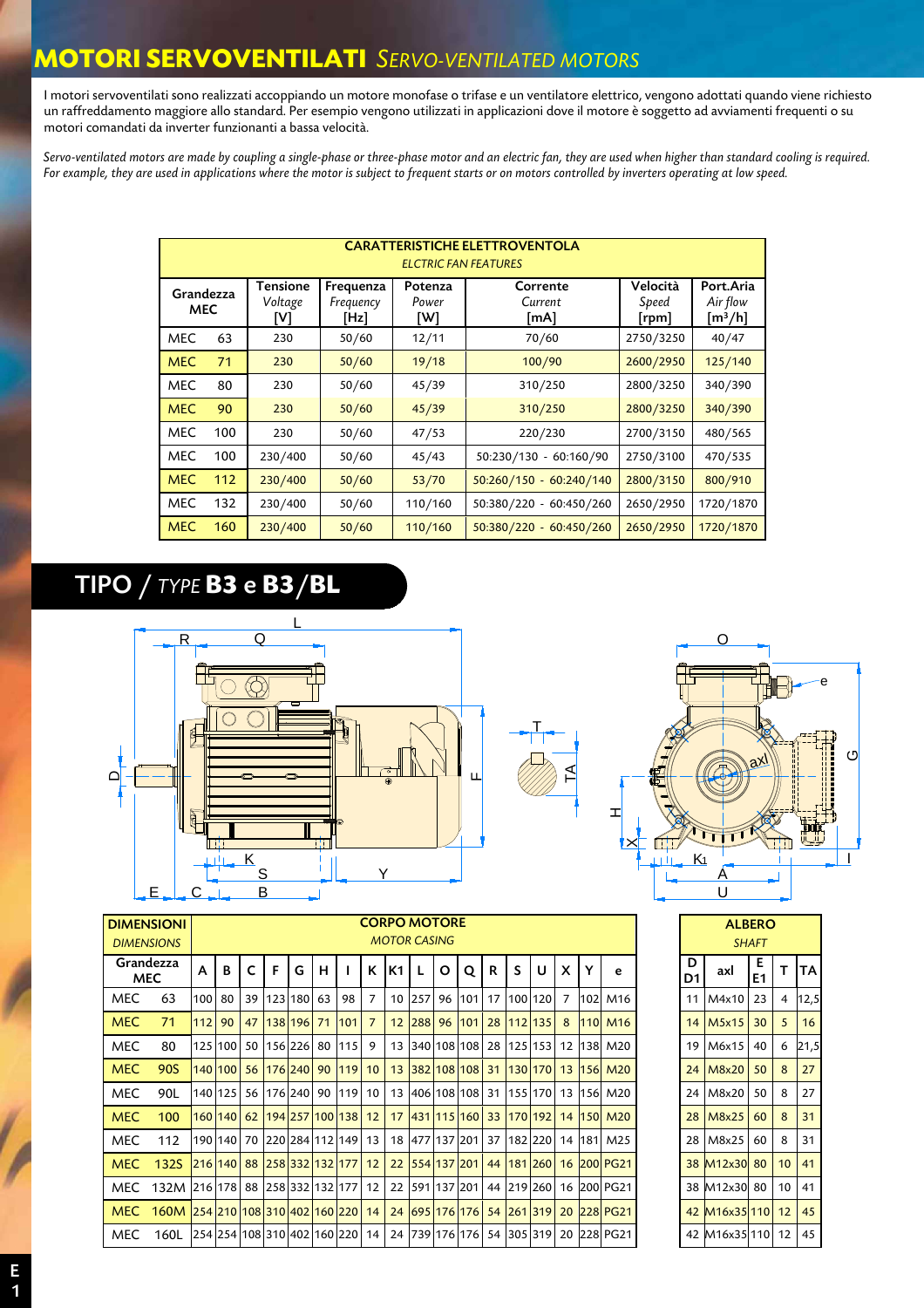# MOTORI SERVOVENTILATI *SERVO-VENTILATED MOTORS*

I motori servoventilati sono realizzati accoppiando un motore monofase o trifase e un ventilatore elettrico, vengono adottati quando viene richiesto un raffreddamento maggiore allo standard. Per esempio vengono utilizzati in applicazioni dove il motore è soggetto ad avviamenti frequenti o su motori comandati da inverter funzionanti a bassa velocità.

*Servo-ventilated motors are made by coupling a single-phase or three-phase motor and an electric fan, they are used when higher than standard cooling is required. For example, they are used in applications where the motor is subject to frequent starts or on motors controlled by inverters operating at low speed.*

**CARATTERISTICHE ELETTROVENTOLA** *ELCTRIC FAN FEATURES*

| Grandezza MEC | Tensione *Voltage* [V] | Frequenza *Frequency* [Hz] | Potenza *Power* [W] | Corrente *Current* [mA] | Velocità *Speed* [rpm] | Port.Aria *Air flow* [m³/h] |
|---|---|---|---|---|---|---|
| MEC 63 | 230 | 50/60 | 12/11 | 70/60 | 2750/3250 | 40/47 |
| MEC 71 | 230 | 50/60 | 19/18 | 100/90 | 2600/2950 | 125/140 |
| MEC 80 | 230 | 50/60 | 45/39 | 310/250 | 2800/3250 | 340/390 |
| MEC 90 | 230 | 50/60 | 45/39 | 310/250 | 2800/3250 | 340/390 |
| MEC 100 | 230 | 50/60 | 47/53 | 220/230 | 2700/3150 | 480/565 |
| MEC 100 | 230/400 | 50/60 | 45/43 | 50:230/130 - 60:160/90 | 2750/3100 | 470/535 |
| MEC 112 | 230/400 | 50/60 | 53/70 | 50:260/150 - 60:240/140 | 2800/3150 | 800/910 |
| MEC 132 | 230/400 | 50/60 | 110/160 | 50:380/220 - 60:450/260 | 2650/2950 | 1720/1870 |
| MEC 160 | 230/400 | 50/60 | 110/160 | 50:380/220 - 60:450/260 | 2650/2950 | 1720/1870 |

## TIPO / *TYPE* B3 e B3/BL

| DIMENSIONI *DIMENSIONS* | CORPO MOTORE *MOTOR CASING* | | | | | | | | | | | | | | | | | |
|---|---|---|---|---|---|---|---|---|---|---|---|---|---|---|---|---|---|---|
| Grandezza MEC | A | B | C | F | G | H | I | K | K1 | L | O | Q | R | S | U | X | Y | e |
| MEC 63 | 100 | 80 | 39 | 123 | 180 | 63 | 98 | 7 | 10 | 257 | 96 | 101 | 17 | 100 | 120 | 7 | 102 | M16 |
| MEC 71 | 112 | 90 | 47 | 138 | 196 | 71 | 101 | 7 | 12 | 288 | 96 | 101 | 28 | 112 | 135 | 8 | 110 | M16 |
| MEC 80 | 125 | 100 | 50 | 156 | 226 | 80 | 115 | 9 | 13 | 340 | 108 | 108 | 28 | 125 | 153 | 12 | 138 | M20 |
| MEC 90S | 140 | 100 | 56 | 176 | 240 | 90 | 119 | 10 | 13 | 382 | 108 | 108 | 31 | 130 | 170 | 13 | 156 | M20 |
| MEC 90L | 140 | 125 | 56 | 176 | 240 | 90 | 119 | 10 | 13 | 406 | 108 | 108 | 31 | 155 | 170 | 13 | 156 | M20 |
| MEC 100 | 160 | 140 | 62 | 194 | 257 | 100 | 138 | 12 | 17 | 431 | 115 | 160 | 33 | 170 | 192 | 14 | 150 | M20 |
| MEC 112 | 190 | 140 | 70 | 220 | 284 | 112 | 149 | 13 | 18 | 477 | 137 | 201 | 37 | 182 | 220 | 14 | 181 | M25 |
| MEC 132S | 216 | 140 | 88 | 258 | 332 | 132 | 177 | 12 | 22 | 554 | 137 | 201 | 44 | 181 | 260 | 16 | 200 | PG21 |
| MEC 132M | 216 | 178 | 88 | 258 | 332 | 132 | 177 | 12 | 22 | 591 | 137 | 201 | 44 | 219 | 260 | 16 | 200 | PG21 |
| MEC 160M | 254 | 210 | 108 | 310 | 402 | 160 | 220 | 14 | 24 | 695 | 176 | 176 | 54 | 261 | 319 | 20 | 228 | PG21 |
| MEC 160L | 254 | 254 | 108 | 310 | 402 | 160 | 220 | 14 | 24 | 739 | 176 | 176 | 54 | 305 | 319 | 20 | 228 | PG21 |

| ALBERO *SHAFT* | | | | |
|---|---|---|---|---|
| D D1 | axl | E E1 | T | TA |
| 11 | M4x10 | 23 | 4 | 12,5 |
| 14 | M5x15 | 30 | 5 | 16 |
| 19 | M6x15 | 40 | 6 | 21,5 |
| 24 | M8x20 | 50 | 8 | 27 |
| 24 | M8x20 | 50 | 8 | 27 |
| 28 | M8x25 | 60 | 8 | 31 |
| 28 | M8x25 | 60 | 8 | 31 |
| 38 | M12x30 | 80 | 10 | 41 |
| 38 | M12x30 | 80 | 10 | 41 |
| 42 | M16x35 | 110 | 12 | 45 |
| 42 | M16x35 | 110 | 12 | 45 |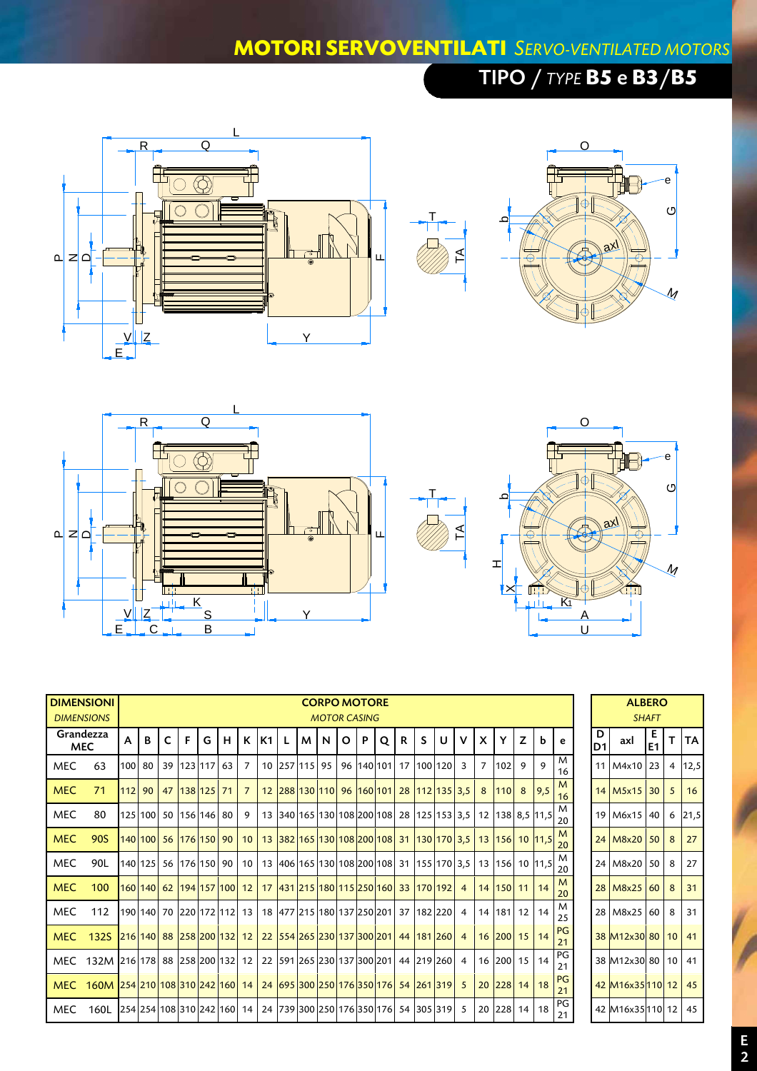# MOTORI SERVOVENTILATI *SERVO-VENTILATED MOTORS*

## TIPO / *TYPE* B5 e B3/B5

| DIMENSIONI *DIMENSIONS* | CORPO MOTORE *MOTOR CASING* | | | | | | | | | | | | | | | | | | | | | | | | ALBERO *SHAFT* | | | | |
|---|---|---|---|---|---|---|---|---|---|---|---|---|---|---|---|---|---|---|---|---|---|---|---|---|---|---|---|---|---|
| Grandezza MEC | A | B | C | F | G | H | K | K1 | L | M | N | O | P | Q | R | S | U | V | X | Y | Z | b | e | D D1 | axl | E E1 | T | TA |
| MEC 63 | 100 | 80 | 39 | 123 | 117 | 63 | 7 | 10 | 257 | 115 | 95 | 96 | 140 | 101 | 17 | 100 | 120 | 3 | 7 | 102 | 9 | 9 | M 16 | 11 | M4x10 | 23 | 4 | 12,5 |
| MEC 71 | 112 | 90 | 47 | 138 | 125 | 71 | 7 | 12 | 288 | 130 | 110 | 96 | 160 | 101 | 28 | 112 | 135 | 3,5 | 8 | 110 | 8 | 9,5 | M 16 | 14 | M5x15 | 30 | 5 | 16 |
| MEC 80 | 125 | 100 | 50 | 156 | 146 | 80 | 9 | 13 | 340 | 165 | 130 | 108 | 200 | 108 | 28 | 125 | 153 | 3,5 | 12 | 138 | 8,5 | 11,5 | M 20 | 19 | M6x15 | 40 | 6 | 21,5 |
| MEC 90S | 140 | 100 | 56 | 176 | 150 | 90 | 10 | 13 | 382 | 165 | 130 | 108 | 200 | 108 | 31 | 130 | 170 | 3,5 | 13 | 156 | 10 | 11,5 | M 20 | 24 | M8x20 | 50 | 8 | 27 |
| MEC 90L | 140 | 125 | 56 | 176 | 150 | 90 | 10 | 13 | 406 | 165 | 130 | 108 | 200 | 108 | 31 | 155 | 170 | 3,5 | 13 | 156 | 10 | 11,5 | M 20 | 24 | M8x20 | 50 | 8 | 27 |
| MEC 100 | 160 | 140 | 62 | 194 | 157 | 100 | 12 | 17 | 431 | 215 | 180 | 115 | 250 | 160 | 33 | 170 | 192 | 4 | 14 | 150 | 11 | 14 | M 20 | 28 | M8x25 | 60 | 8 | 31 |
| MEC 112 | 190 | 140 | 70 | 220 | 172 | 112 | 13 | 18 | 477 | 215 | 180 | 137 | 250 | 201 | 37 | 182 | 220 | 4 | 14 | 181 | 12 | 14 | M 25 | 28 | M8x25 | 60 | 8 | 31 |
| MEC 132S | 216 | 140 | 88 | 258 | 200 | 132 | 12 | 22 | 554 | 265 | 230 | 137 | 300 | 201 | 44 | 181 | 260 | 4 | 16 | 200 | 15 | 14 | PG 21 | 38 | M12x30 | 80 | 10 | 41 |
| MEC 132M | 216 | 178 | 88 | 258 | 200 | 132 | 12 | 22 | 591 | 265 | 230 | 137 | 300 | 201 | 44 | 219 | 260 | 4 | 16 | 200 | 15 | 14 | PG 21 | 38 | M12x30 | 80 | 10 | 41 |
| MEC 160M | 254 | 210 | 108 | 310 | 242 | 160 | 14 | 24 | 695 | 300 | 250 | 176 | 350 | 176 | 54 | 261 | 319 | 5 | 20 | 228 | 14 | 18 | PG 21 | 42 | M16x35 | 110 | 12 | 45 |
| MEC 160L | 254 | 254 | 108 | 310 | 242 | 160 | 14 | 24 | 739 | 300 | 250 | 176 | 350 | 176 | 54 | 305 | 319 | 5 | 20 | 228 | 14 | 18 | PG 21 | 42 | M16x35 | 110 | 12 | 45 |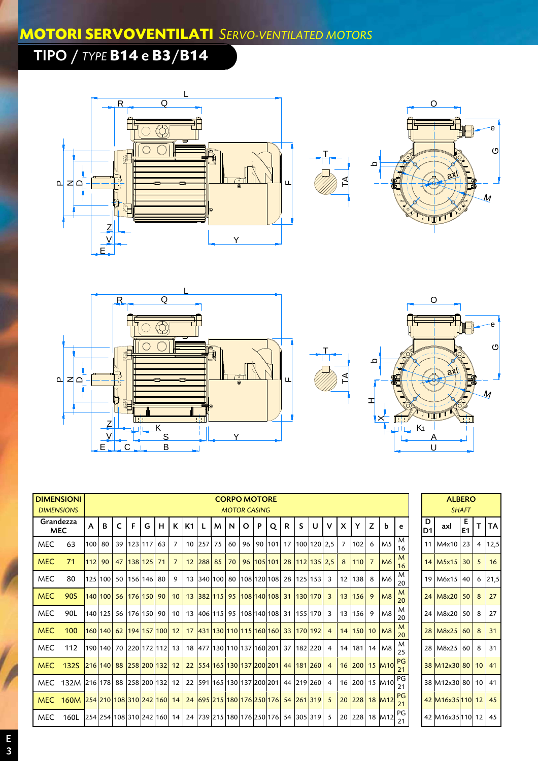# MOTORI SERVOVENTILATI *SERVO-VENTILATED MOTORS*

## TIPO / *TYPE* B14 e B3/B14

| DIMENSIONI *DIMENSIONS* | CORPO MOTORE *MOTOR CASING* | | | | | | | | | | | | | | | | | | | | | | | ALBERO *SHAFT* | | | | |
|---|---|---|---|---|---|---|---|---|---|---|---|---|---|---|---|---|---|---|---|---|---|---|---|---|---|---|---|---|
| Grandezza MEC | A | B | C | F | G | H | K | K1 | L | M | N | O | P | Q | R | S | U | V | X | Y | Z | b | e | D D1 | axl | E E1 | T | TA |
| MEC 63 | 100 | 80 | 39 | 123 | 117 | 63 | 7 | 10 | 257 | 75 | 60 | 96 | 90 | 101 | 17 | 100 | 120 | 2,5 | 7 | 102 | 6 | M5 | M 16 | 11 | M4x10 | 23 | 4 | 12,5 |
| MEC 71 | 112 | 90 | 47 | 138 | 125 | 71 | 7 | 12 | 288 | 85 | 70 | 96 | 105 | 101 | 28 | 112 | 135 | 2,5 | 8 | 110 | 7 | M6 | M 16 | 14 | M5x15 | 30 | 5 | 16 |
| MEC 80 | 125 | 100 | 50 | 156 | 146 | 80 | 9 | 13 | 340 | 100 | 80 | 108 | 120 | 108 | 28 | 125 | 153 | 3 | 12 | 138 | 8 | M6 | M 20 | 19 | M6x15 | 40 | 6 | 21,5 |
| MEC 90S | 140 | 100 | 56 | 176 | 150 | 90 | 10 | 13 | 382 | 115 | 95 | 108 | 140 | 108 | 31 | 130 | 170 | 3 | 13 | 156 | 9 | M8 | M 20 | 24 | M8x20 | 50 | 8 | 27 |
| MEC 90L | 140 | 125 | 56 | 176 | 150 | 90 | 10 | 13 | 406 | 115 | 95 | 108 | 140 | 108 | 31 | 155 | 170 | 3 | 13 | 156 | 9 | M8 | M 20 | 24 | M8x20 | 50 | 8 | 27 |
| MEC 100 | 160 | 140 | 62 | 194 | 157 | 100 | 12 | 17 | 431 | 130 | 110 | 115 | 160 | 160 | 33 | 170 | 192 | 4 | 14 | 150 | 10 | M8 | M 20 | 28 | M8x25 | 60 | 8 | 31 |
| MEC 112 | 190 | 140 | 70 | 220 | 172 | 112 | 13 | 18 | 477 | 130 | 110 | 137 | 160 | 201 | 37 | 182 | 220 | 4 | 14 | 181 | 14 | M8 | M 25 | 28 | M8x25 | 60 | 8 | 31 |
| MEC 132S | 216 | 140 | 88 | 258 | 200 | 132 | 12 | 22 | 554 | 165 | 130 | 137 | 200 | 201 | 44 | 181 | 260 | 4 | 16 | 200 | 15 | M10 | PG 21 | 38 | M12x30 | 80 | 10 | 41 |
| MEC 132M | 216 | 178 | 88 | 258 | 200 | 132 | 12 | 22 | 591 | 165 | 130 | 137 | 200 | 201 | 44 | 219 | 260 | 4 | 16 | 200 | 15 | M10 | PG 21 | 38 | M12x30 | 80 | 10 | 41 |
| MEC 160M | 254 | 210 | 108 | 310 | 242 | 160 | 14 | 24 | 695 | 215 | 180 | 176 | 250 | 176 | 54 | 261 | 319 | 5 | 20 | 228 | 18 | M12 | PG 21 | 42 | M16x35 | 110 | 12 | 45 |
| MEC 160L | 254 | 254 | 108 | 310 | 242 | 160 | 14 | 24 | 739 | 215 | 180 | 176 | 250 | 176 | 54 | 305 | 319 | 5 | 20 | 228 | 18 | M12 | PG 21 | 42 | M16x35 | 110 | 12 | 45 |